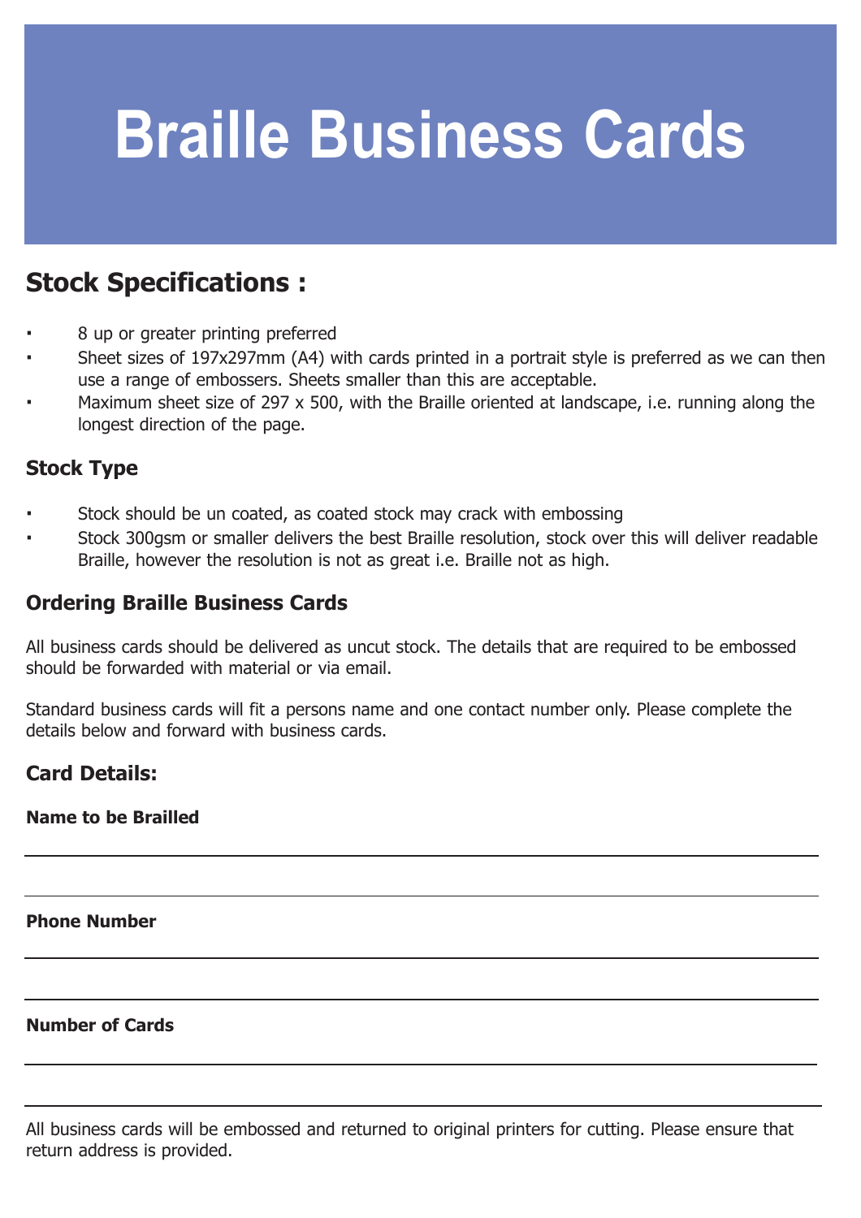# Braille Business Cards

## Stock Specifications :

- 8 up or greater printing preferred
- Sheet sizes of 197x297mm (A4) with cards printed in a portrait style is preferred as we can then use a range of embossers. Sheets smaller than this are acceptable.
- Maximum sheet size of 297 x 500, with the Braille oriented at landscape, i.e. running along the longest direction of the page.

### Stock Type

- Stock should be un coated, as coated stock may crack with embossing
- Stock 300gsm or smaller delivers the best Braille resolution, stock over this will deliver readable Braille, however the resolution is not as great i.e. Braille not as high.

### Ordering Braille Business Cards

All business cards should be delivered as uncut stock. The details that are required to be embossed should be forwarded with material or via email.

Standard business cards will fit a persons name and one contact number only. Please complete the details below and forward with business cards.

### Card Details:

**Name to be Brailled**

\_\_\_\_\_\_\_\_\_\_\_\_\_\_\_\_\_\_\_\_\_\_\_\_\_\_\_\_\_\_\_\_\_\_\_\_\_\_\_\_

\_\_\_\_\_\_\_\_\_\_\_\_\_\_\_\_\_\_\_\_\_\_\_\_\_\_\_\_\_\_\_\_\_\_\_\_\_\_\_\_

**Phone Number**

\_\_\_\_\_\_\_\_\_\_\_\_\_\_\_\_\_\_\_\_\_\_\_\_\_\_\_\_\_\_\_\_\_\_\_\_\_\_\_\_

\_\_\_\_\_\_\_\_\_\_\_\_\_\_\_\_\_\_\_\_\_\_\_\_\_\_\_\_\_\_\_\_\_\_\_\_\_\_\_\_

**Number of Cards**

\_\_\_\_\_\_\_\_\_\_\_\_\_\_\_\_\_\_\_\_\_\_\_\_\_\_\_\_\_\_\_\_\_\_\_\_\_\_\_\_

\_\_\_\_\_\_\_\_\_\_\_\_\_\_\_\_\_\_\_\_\_\_\_\_\_\_\_\_\_\_\_\_\_\_\_\_\_\_\_\_

All business cards will be embossed and returned to original printers for cutting. Please ensure that return address is provided.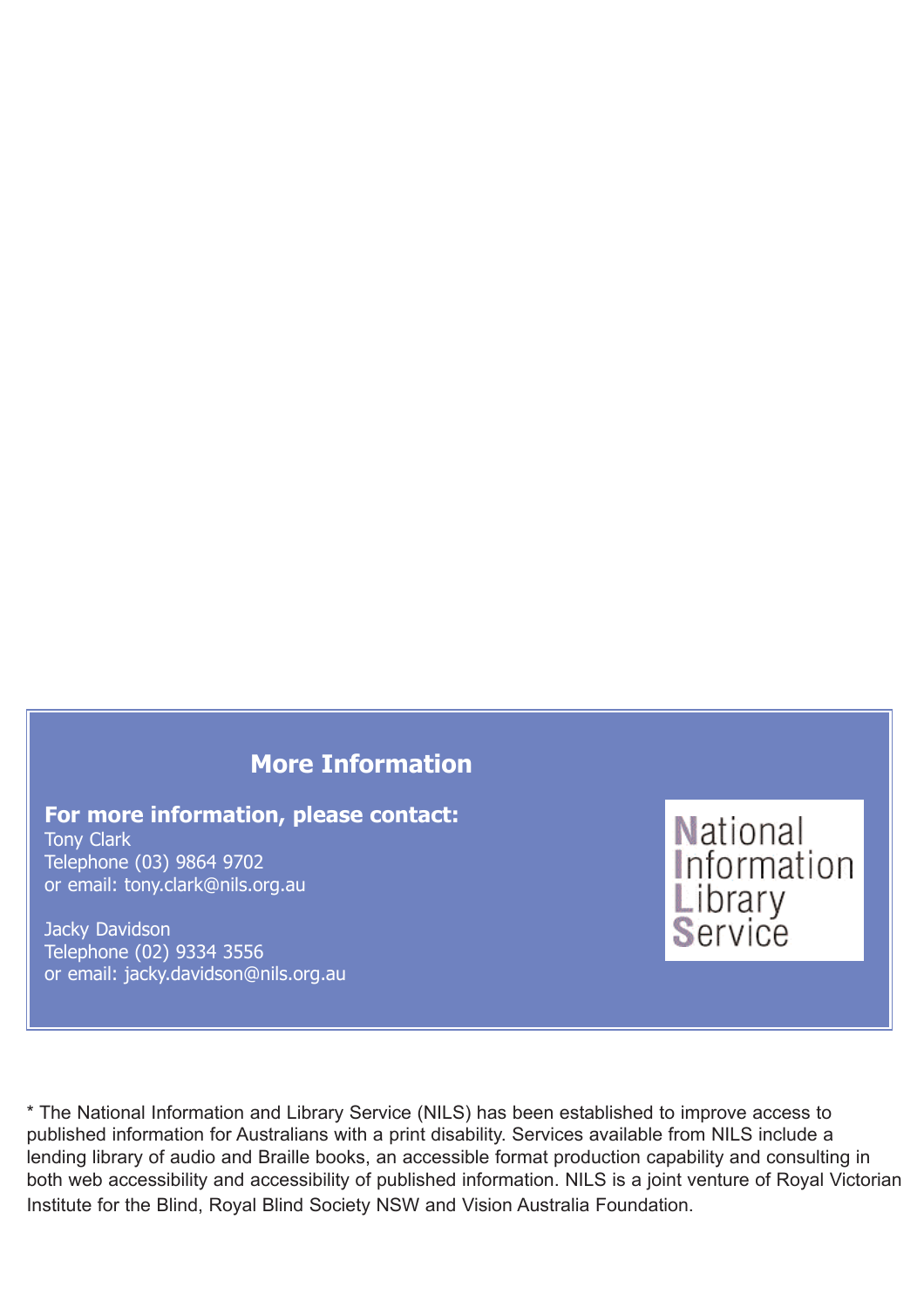## More Information

**For more information, please contact:**

Tony Clark
Telephone (03) 9864 9702
or email: tony.clark@nils.org.au

Jacky Davidson
Telephone (02) 9334 3556
or email: jacky.davidson@nils.org.au

National
Information
Library
Service

* The National Information and Library Service (NILS) has been established to improve access to published information for Australians with a print disability. Services available from NILS include a lending library of audio and Braille books, an accessible format production capability and consulting in both web accessibility and accessibility of published information. NILS is a joint venture of Royal Victorian Institute for the Blind, Royal Blind Society NSW and Vision Australia Foundation.